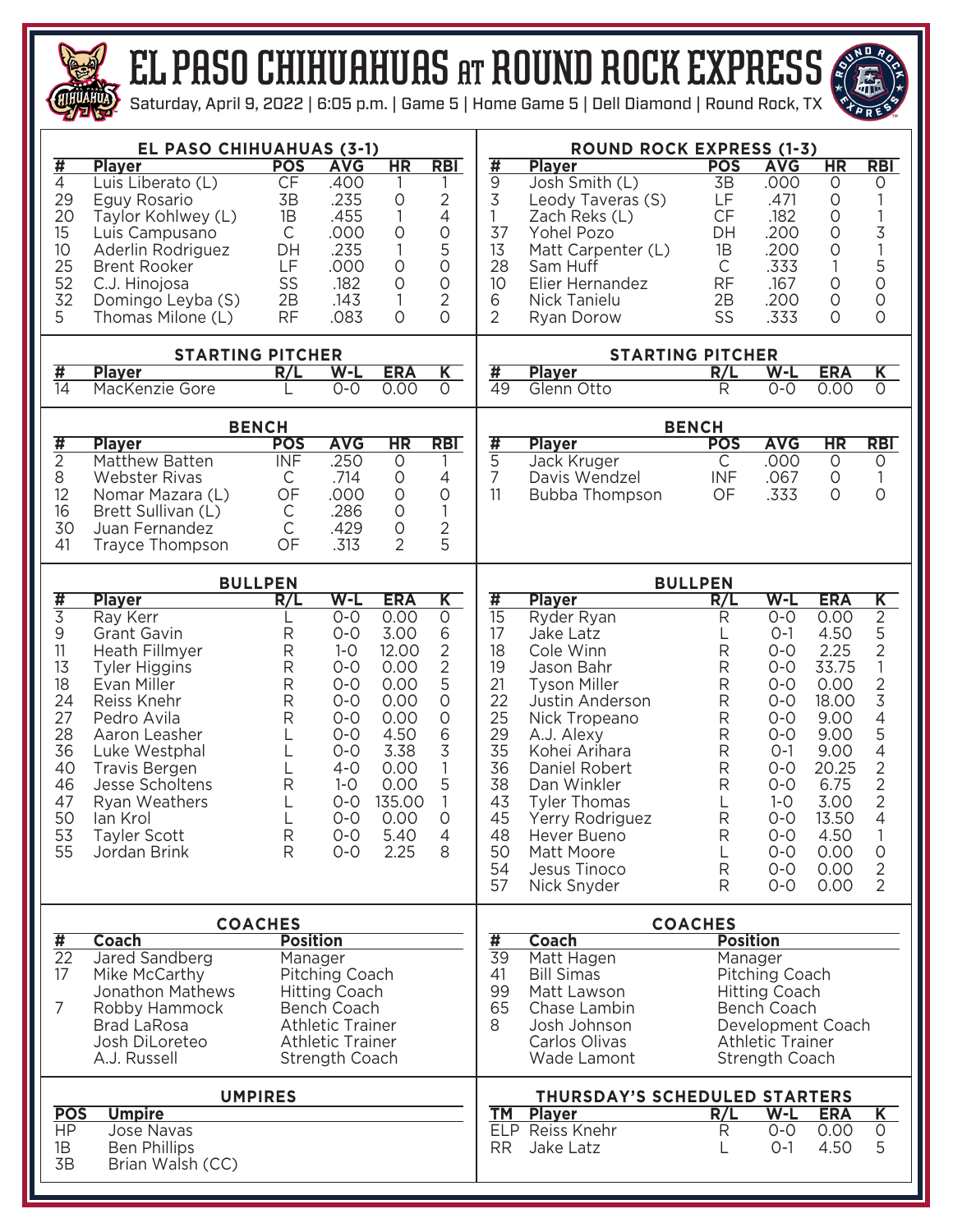# EL PASO CHIHUAHUAS AT ROUND ROCK EXPRESS

Saturday, April 9, 2022 | 6:05 p.m. | Game 5 | Home Game 5 | Dell Diamond | Round Rock, TX

## EL PASO CHIHUAHUAS (3-1)

| # | Player | POS | AVG | HR | RBI |
|---|---|---|---|---|---|
| 4 | Luis Liberato (L) | CF | .400 | 1 | 1 |
| 29 | Eguy Rosario | 3B | .235 | 0 | 2 |
| 20 | Taylor Kohlwey (L) | 1B | .455 | 1 | 4 |
| 15 | Luis Campusano | C | .000 | 0 | 0 |
| 10 | Aderlin Rodriguez | DH | .235 | 1 | 5 |
| 25 | Brent Rooker | LF | .000 | 0 | 0 |
| 52 | C.J. Hinojosa | SS | .182 | 0 | 0 |
| 32 | Domingo Leyba (S) | 2B | .143 | 1 | 2 |
| 5 | Thomas Milone (L) | RF | .083 | 0 | 0 |

### STARTING PITCHER

| # | Player | R/L | W-L | ERA | K |
|---|---|---|---|---|---|
| 14 | MacKenzie Gore | L | 0-0 | 0.00 | 0 |

### BENCH

| # | Player | POS | AVG | HR | RBI |
|---|---|---|---|---|---|
| 2 | Matthew Batten | INF | .250 | 0 | 1 |
| 8 | Webster Rivas | C | .714 | 0 | 4 |
| 12 | Nomar Mazara (L) | OF | .000 | 0 | 0 |
| 16 | Brett Sullivan (L) | C | .286 | 0 | 1 |
| 30 | Juan Fernandez | C | .429 | 0 | 2 |
| 41 | Trayce Thompson | OF | .313 | 2 | 5 |

### BULLPEN

| # | Player | R/L | W-L | ERA | K |
|---|---|---|---|---|---|
| 3 | Ray Kerr | L | 0-0 | 0.00 | 0 |
| 9 | Grant Gavin | R | 0-0 | 3.00 | 6 |
| 11 | Heath Fillmyer | R | 1-0 | 12.00 | 2 |
| 13 | Tyler Higgins | R | 0-0 | 0.00 | 2 |
| 18 | Evan Miller | R | 0-0 | 0.00 | 5 |
| 24 | Reiss Knehr | R | 0-0 | 0.00 | 0 |
| 27 | Pedro Avila | R | 0-0 | 0.00 | 0 |
| 28 | Aaron Leasher | L | 0-0 | 4.50 | 6 |
| 36 | Luke Westphal | L | 0-0 | 3.38 | 3 |
| 40 | Travis Bergen | L | 4-0 | 0.00 | 1 |
| 46 | Jesse Scholtens | R | 1-0 | 0.00 | 5 |
| 47 | Ryan Weathers | L | 0-0 | 135.00 | 1 |
| 50 | Ian Krol | L | 0-0 | 0.00 | 0 |
| 53 | Tayler Scott | R | 0-0 | 5.40 | 4 |
| 55 | Jordan Brink | R | 0-0 | 2.25 | 8 |

### COACHES

| # | Coach | Position |
|---|---|---|
| 22 | Jared Sandberg | Manager |
| 17 | Mike McCarthy | Pitching Coach |
| | Jonathon Mathews | Hitting Coach |
| 7 | Robby Hammock | Bench Coach |
| | Brad LaRosa | Athletic Trainer |
| | Josh DiLoreteo | Athletic Trainer |
| | A.J. Russell | Strength Coach |

### UMPIRES

| POS | Umpire |
|---|---|
| HP | Jose Navas |
| 1B | Ben Phillips |
| 3B | Brian Walsh (CC) |

## ROUND ROCK EXPRESS (1-3)

| # | Player | POS | AVG | HR | RBI |
|---|---|---|---|---|---|
| 9 | Josh Smith (L) | 3B | .000 | 0 | 0 |
| 3 | Leody Taveras (S) | LF | .471 | 0 | 1 |
| 1 | Zach Reks (L) | CF | .182 | 0 | 1 |
| 37 | Yohel Pozo | DH | .200 | 0 | 3 |
| 13 | Matt Carpenter (L) | 1B | .200 | 0 | 1 |
| 28 | Sam Huff | C | .333 | 1 | 5 |
| 10 | Elier Hernandez | RF | .167 | 0 | 0 |
| 6 | Nick Tanielu | 2B | .200 | 0 | 0 |
| 2 | Ryan Dorow | SS | .333 | 0 | 0 |

### STARTING PITCHER

| # | Player | R/L | W-L | ERA | K |
|---|---|---|---|---|---|
| 49 | Glenn Otto | R | 0-0 | 0.00 | 0 |

### BENCH

| # | Player | POS | AVG | HR | RBI |
|---|---|---|---|---|---|
| 5 | Jack Kruger | C | .000 | 0 | 0 |
| 7 | Davis Wendzel | INF | .067 | 0 | 1 |
| 11 | Bubba Thompson | OF | .333 | 0 | 0 |

### BULLPEN

| # | Player | R/L | W-L | ERA | K |
|---|---|---|---|---|---|
| 15 | Ryder Ryan | R | 0-0 | 0.00 | 2 |
| 17 | Jake Latz | L | 0-1 | 4.50 | 5 |
| 18 | Cole Winn | R | 0-0 | 2.25 | 2 |
| 19 | Jason Bahr | R | 0-0 | 33.75 | 1 |
| 21 | Tyson Miller | R | 0-0 | 0.00 | 2 |
| 22 | Justin Anderson | R | 0-0 | 18.00 | 3 |
| 25 | Nick Tropeano | R | 0-0 | 9.00 | 4 |
| 29 | A.J. Alexy | R | 0-0 | 9.00 | 5 |
| 35 | Kohei Arihara | R | 0-1 | 9.00 | 4 |
| 36 | Daniel Robert | R | 0-0 | 20.25 | 2 |
| 38 | Dan Winkler | R | 0-0 | 6.75 | 2 |
| 43 | Tyler Thomas | L | 1-0 | 3.00 | 2 |
| 45 | Yerry Rodriguez | R | 0-0 | 13.50 | 4 |
| 48 | Hever Bueno | R | 0-0 | 4.50 | 1 |
| 50 | Matt Moore | L | 0-0 | 0.00 | 0 |
| 54 | Jesus Tinoco | R | 0-0 | 0.00 | 2 |
| 57 | Nick Snyder | R | 0-0 | 0.00 | 2 |

### COACHES

| # | Coach | Position |
|---|---|---|
| 39 | Matt Hagen | Manager |
| 41 | Bill Simas | Pitching Coach |
| 99 | Matt Lawson | Hitting Coach |
| 65 | Chase Lambin | Bench Coach |
| 8 | Josh Johnson | Development Coach |
| | Carlos Olivas | Athletic Trainer |
| | Wade Lamont | Strength Coach |

### THURSDAY'S SCHEDULED STARTERS

| TM | Player | R/L | W-L | ERA | K |
|---|---|---|---|---|---|
| ELP | Reiss Knehr | R | 0-0 | 0.00 | 0 |
| RR | Jake Latz | L | 0-1 | 4.50 | 5 |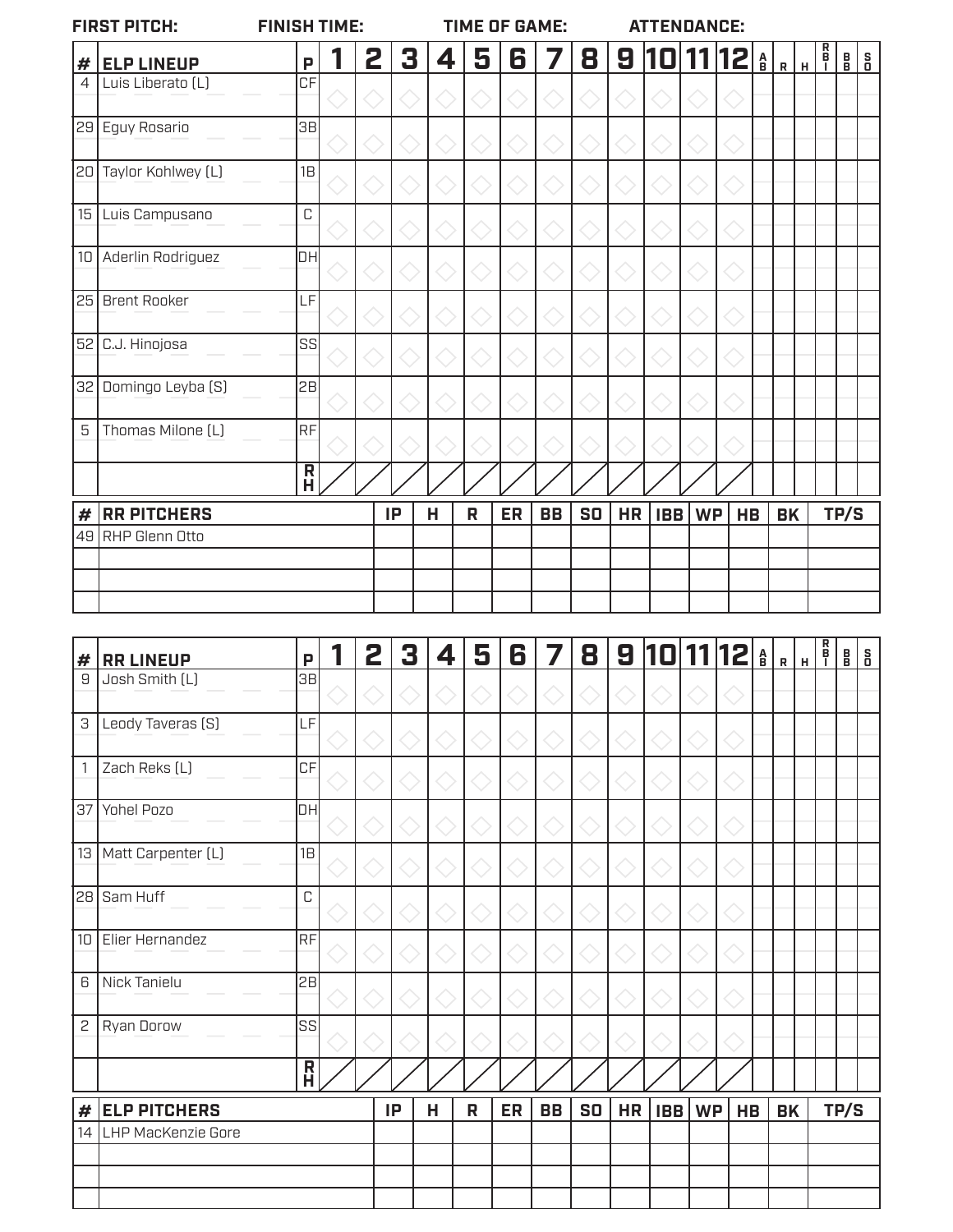**FIRST PITCH:** **FINISH TIME:** **TIME OF GAME:** **ATTENDANCE:**

| # | ELP LINEUP | P | 1 | 2 | 3 | 4 | 5 | 6 | 7 | 8 | 9 | 10 | 11 | 12 | AB | R | H | RBI | BB | SO |
|---|---|---|---|---|---|---|---|---|---|---|---|---|---|---|---|---|---|---|---|---|
| 4 | Luis Liberato (L) | CF | | | | | | | | | | | | | | | | | | |
| 29 | Eguy Rosario | 3B | | | | | | | | | | | | | | | | | | |
| 20 | Taylor Kohlwey (L) | 1B | | | | | | | | | | | | | | | | | | |
| 15 | Luis Campusano | C | | | | | | | | | | | | | | | | | | |
| 10 | Aderlin Rodriguez | DH | | | | | | | | | | | | | | | | | | |
| 25 | Brent Rooker | LF | | | | | | | | | | | | | | | | | | |
| 52 | C.J. Hinojosa | SS | | | | | | | | | | | | | | | | | | |
| 32 | Domingo Leyba (S) | 2B | | | | | | | | | | | | | | | | | | |
| 5 | Thomas Milone (L) | RF | | | | | | | | | | | | | | | | | | |
| | | R H | | | | | | | | | | | | | | | | | | |

| # | RR PITCHERS | IP | H | R | ER | BB | SO | HR | IBB | WP | HB | BK | TP/S |
|---|---|---|---|---|---|---|---|---|---|---|---|---|---|
| 49 | RHP Glenn Otto | | | | | | | | | | | | |
| | | | | | | | | | | | | | |
| | | | | | | | | | | | | | |
| | | | | | | | | | | | | | |

| # | RR LINEUP | P | 1 | 2 | 3 | 4 | 5 | 6 | 7 | 8 | 9 | 10 | 11 | 12 | AB | R | H | RBI | BB | SO |
|---|---|---|---|---|---|---|---|---|---|---|---|---|---|---|---|---|---|---|---|---|
| 9 | Josh Smith (L) | 3B | | | | | | | | | | | | | | | | | | |
| 3 | Leody Taveras (S) | LF | | | | | | | | | | | | | | | | | | |
| 1 | Zach Reks (L) | CF | | | | | | | | | | | | | | | | | | |
| 37 | Yohel Pozo | DH | | | | | | | | | | | | | | | | | | |
| 13 | Matt Carpenter (L) | 1B | | | | | | | | | | | | | | | | | | |
| 28 | Sam Huff | C | | | | | | | | | | | | | | | | | | |
| 10 | Elier Hernandez | RF | | | | | | | | | | | | | | | | | | |
| 6 | Nick Tanielu | 2B | | | | | | | | | | | | | | | | | | |
| 2 | Ryan Dorow | SS | | | | | | | | | | | | | | | | | | |
| | | R H | | | | | | | | | | | | | | | | | | |

| # | ELP PITCHERS | IP | H | R | ER | BB | SO | HR | IBB | WP | HB | BK | TP/S |
|---|---|---|---|---|---|---|---|---|---|---|---|---|---|
| 14 | LHP MacKenzie Gore | | | | | | | | | | | | |
| | | | | | | | | | | | | | |
| | | | | | | | | | | | | | |
| | | | | | | | | | | | | | |